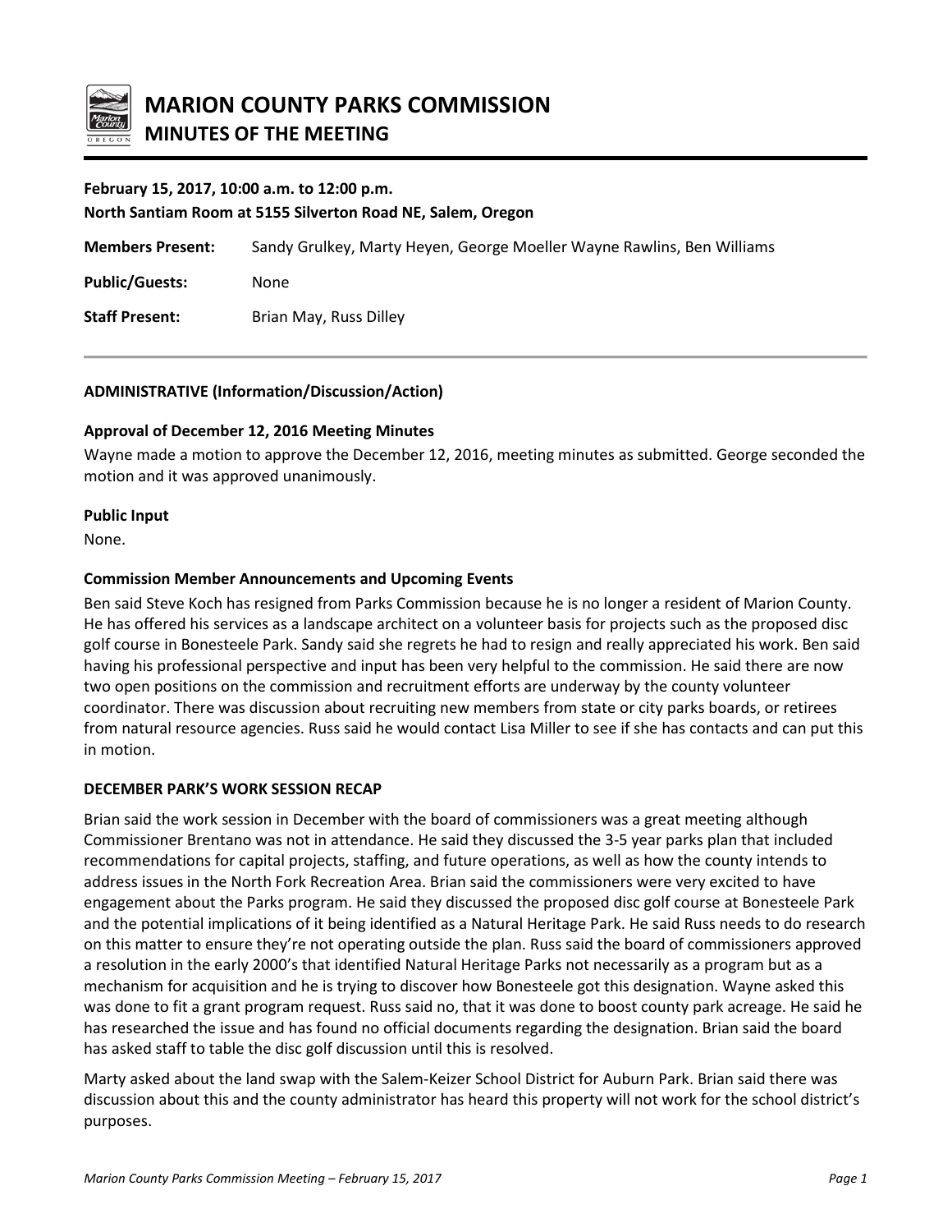# MARION COUNTY PARKS COMMISSION

## MINUTES OF THE MEETING

**February 15, 2017, 10:00 a.m. to 12:00 p.m.**
**North Santiam Room at 5155 Silverton Road NE, Salem, Oregon**

**Members Present:** Sandy Grulkey, Marty Heyen, George Moeller Wayne Rawlins, Ben Williams

**Public/Guests:** None

**Staff Present:** Brian May, Russ Dilley

---

### ADMINISTRATIVE (Information/Discussion/Action)

**Approval of December 12, 2016 Meeting Minutes**

Wayne made a motion to approve the December 12, 2016, meeting minutes as submitted. George seconded the motion and it was approved unanimously.

**Public Input**

None.

**Commission Member Announcements and Upcoming Events**

Ben said Steve Koch has resigned from Parks Commission because he is no longer a resident of Marion County. He has offered his services as a landscape architect on a volunteer basis for projects such as the proposed disc golf course in Bonesteele Park. Sandy said she regrets he had to resign and really appreciated his work. Ben said having his professional perspective and input has been very helpful to the commission. He said there are now two open positions on the commission and recruitment efforts are underway by the county volunteer coordinator. There was discussion about recruiting new members from state or city parks boards, or retirees from natural resource agencies. Russ said he would contact Lisa Miller to see if she has contacts and can put this in motion.

### DECEMBER PARK'S WORK SESSION RECAP

Brian said the work session in December with the board of commissioners was a great meeting although Commissioner Brentano was not in attendance. He said they discussed the 3-5 year parks plan that included recommendations for capital projects, staffing, and future operations, as well as how the county intends to address issues in the North Fork Recreation Area. Brian said the commissioners were very excited to have engagement about the Parks program. He said they discussed the proposed disc golf course at Bonesteele Park and the potential implications of it being identified as a Natural Heritage Park. He said Russ needs to do research on this matter to ensure they're not operating outside the plan. Russ said the board of commissioners approved a resolution in the early 2000's that identified Natural Heritage Parks not necessarily as a program but as a mechanism for acquisition and he is trying to discover how Bonesteele got this designation. Wayne asked this was done to fit a grant program request. Russ said no, that it was done to boost county park acreage. He said he has researched the issue and has found no official documents regarding the designation. Brian said the board has asked staff to table the disc golf discussion until this is resolved.

Marty asked about the land swap with the Salem-Keizer School District for Auburn Park. Brian said there was discussion about this and the county administrator has heard this property will not work for the school district's purposes.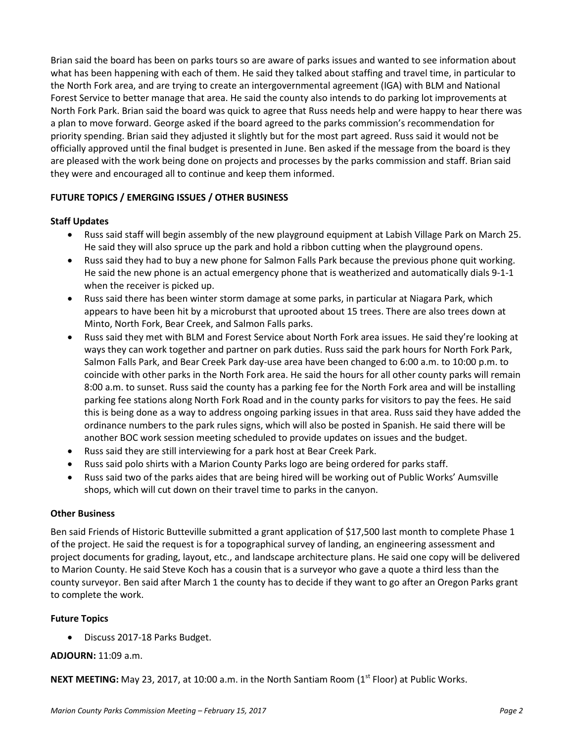Brian said the board has been on parks tours so are aware of parks issues and wanted to see information about what has been happening with each of them. He said they talked about staffing and travel time, in particular to the North Fork area, and are trying to create an intergovernmental agreement (IGA) with BLM and National Forest Service to better manage that area. He said the county also intends to do parking lot improvements at North Fork Park. Brian said the board was quick to agree that Russ needs help and were happy to hear there was a plan to move forward. George asked if the board agreed to the parks commission's recommendation for priority spending. Brian said they adjusted it slightly but for the most part agreed. Russ said it would not be officially approved until the final budget is presented in June. Ben asked if the message from the board is they are pleased with the work being done on projects and processes by the parks commission and staff. Brian said they were and encouraged all to continue and keep them informed.

**FUTURE TOPICS / EMERGING ISSUES / OTHER BUSINESS**

**Staff Updates**

- Russ said staff will begin assembly of the new playground equipment at Labish Village Park on March 25. He said they will also spruce up the park and hold a ribbon cutting when the playground opens.
- Russ said they had to buy a new phone for Salmon Falls Park because the previous phone quit working. He said the new phone is an actual emergency phone that is weatherized and automatically dials 9-1-1 when the receiver is picked up.
- Russ said there has been winter storm damage at some parks, in particular at Niagara Park, which appears to have been hit by a microburst that uprooted about 15 trees. There are also trees down at Minto, North Fork, Bear Creek, and Salmon Falls parks.
- Russ said they met with BLM and Forest Service about North Fork area issues. He said they're looking at ways they can work together and partner on park duties. Russ said the park hours for North Fork Park, Salmon Falls Park, and Bear Creek Park day-use area have been changed to 6:00 a.m. to 10:00 p.m. to coincide with other parks in the North Fork area. He said the hours for all other county parks will remain 8:00 a.m. to sunset. Russ said the county has a parking fee for the North Fork area and will be installing parking fee stations along North Fork Road and in the county parks for visitors to pay the fees. He said this is being done as a way to address ongoing parking issues in that area. Russ said they have added the ordinance numbers to the park rules signs, which will also be posted in Spanish. He said there will be another BOC work session meeting scheduled to provide updates on issues and the budget.
- Russ said they are still interviewing for a park host at Bear Creek Park.
- Russ said polo shirts with a Marion County Parks logo are being ordered for parks staff.
- Russ said two of the parks aides that are being hired will be working out of Public Works' Aumsville shops, which will cut down on their travel time to parks in the canyon.

**Other Business**

Ben said Friends of Historic Butteville submitted a grant application of $17,500 last month to complete Phase 1 of the project. He said the request is for a topographical survey of landing, an engineering assessment and project documents for grading, layout, etc., and landscape architecture plans. He said one copy will be delivered to Marion County. He said Steve Koch has a cousin that is a surveyor who gave a quote a third less than the county surveyor. Ben said after March 1 the county has to decide if they want to go after an Oregon Parks grant to complete the work.

**Future Topics**

- Discuss 2017-18 Parks Budget.

**ADJOURN:** 11:09 a.m.

**NEXT MEETING:** May 23, 2017, at 10:00 a.m. in the North Santiam Room (1st Floor) at Public Works.